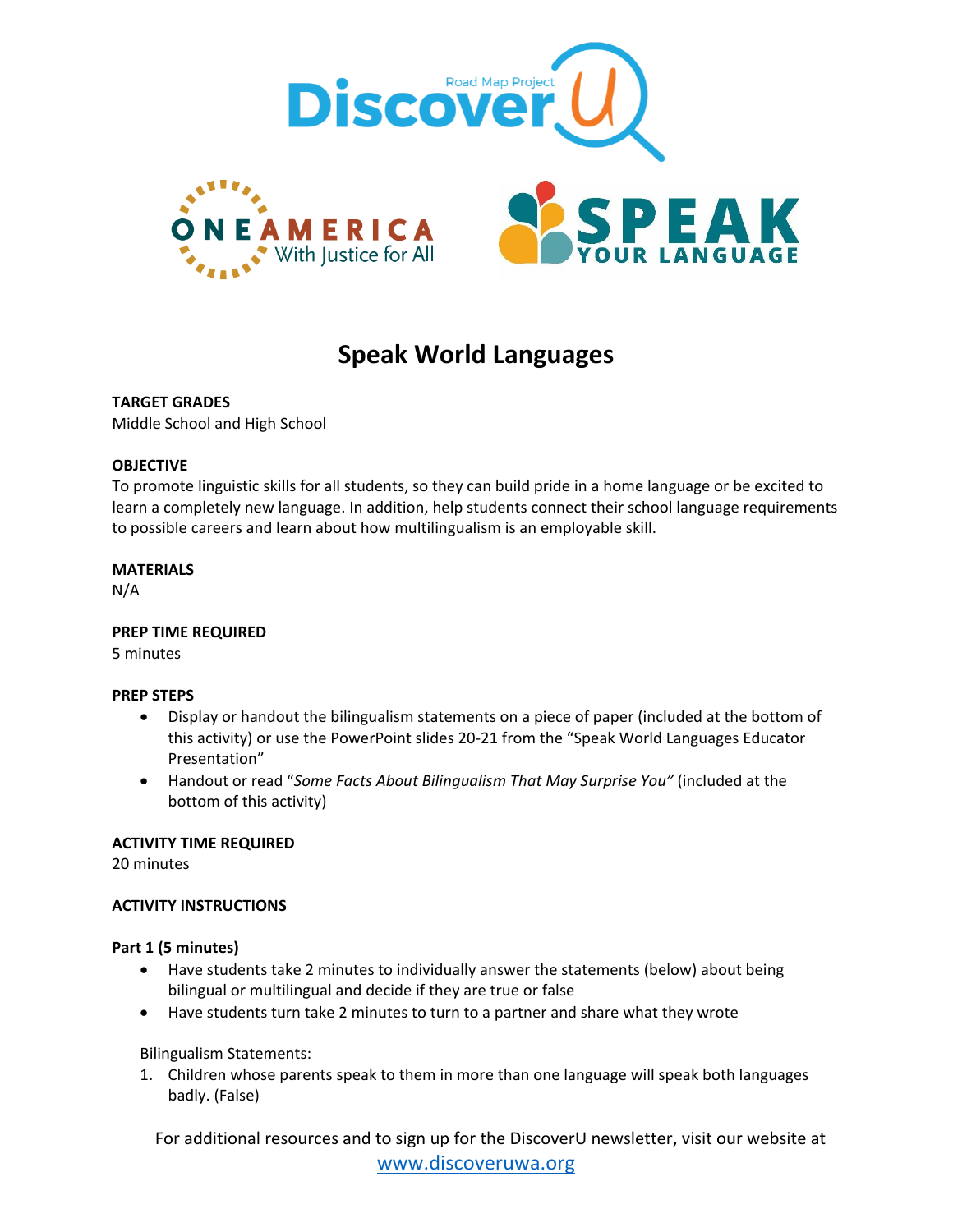# Speak World Languages

**TARGET GRADES**
Middle School and High School

**OBJECTIVE**
To promote linguistic skills for all students, so they can build pride in a home language or be excited to learn a completely new language. In addition, help students connect their school language requirements to possible careers and learn about how multilingualism is an employable skill.

**MATERIALS**
N/A

**PREP TIME REQUIRED**
5 minutes

**PREP STEPS**

- Display or handout the bilingualism statements on a piece of paper (included at the bottom of this activity) or use the PowerPoint slides 20-21 from the "Speak World Languages Educator Presentation"
- Handout or read "*Some Facts About Bilingualism That May Surprise You"* (included at the bottom of this activity)

**ACTIVITY TIME REQUIRED**
20 minutes

**ACTIVITY INSTRUCTIONS**

**Part 1 (5 minutes)**

- Have students take 2 minutes to individually answer the statements (below) about being bilingual or multilingual and decide if they are true or false
- Have students turn take 2 minutes to turn to a partner and share what they wrote

Bilingualism Statements:

1. Children whose parents speak to them in more than one language will speak both languages badly. (False)

For additional resources and to sign up for the DiscoverU newsletter, visit our website at www.discoveruwa.org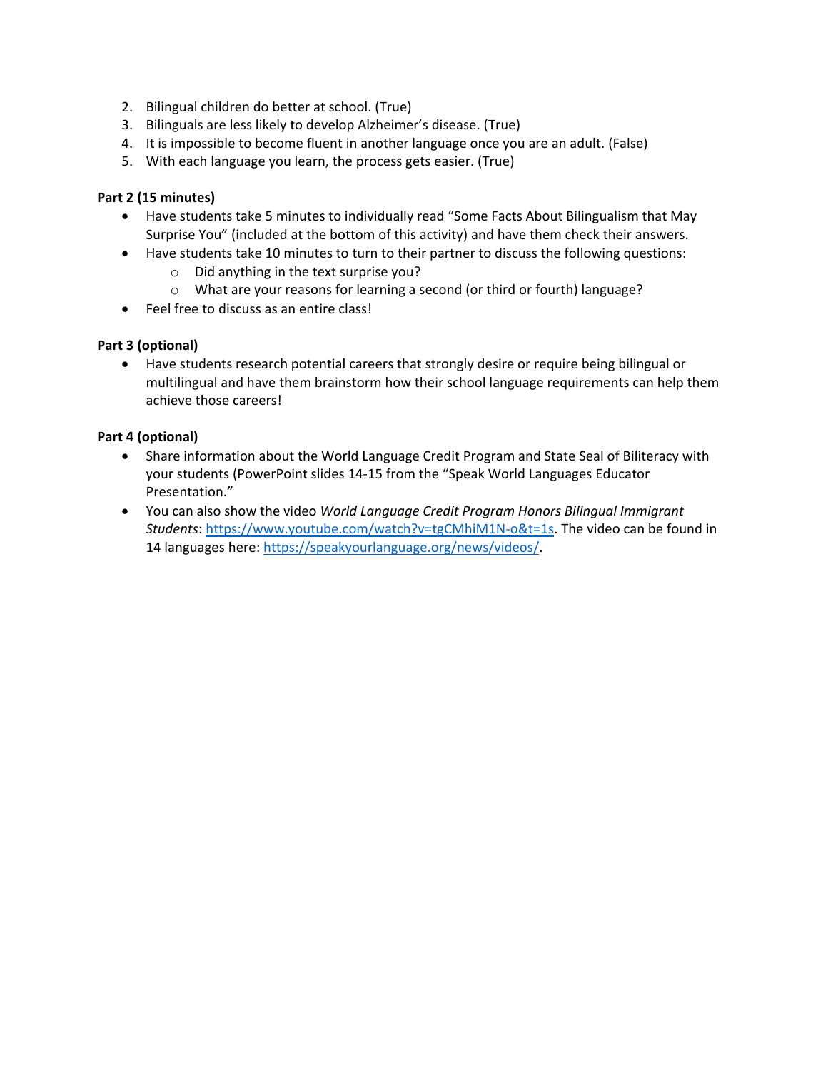2. Bilingual children do better at school. (True)
3. Bilinguals are less likely to develop Alzheimer's disease. (True)
4. It is impossible to become fluent in another language once you are an adult. (False)
5. With each language you learn, the process gets easier. (True)

**Part 2 (15 minutes)**

- Have students take 5 minutes to individually read "Some Facts About Bilingualism that May Surprise You" (included at the bottom of this activity) and have them check their answers.
- Have students take 10 minutes to turn to their partner to discuss the following questions:
  - Did anything in the text surprise you?
  - What are your reasons for learning a second (or third or fourth) language?
- Feel free to discuss as an entire class!

**Part 3 (optional)**

- Have students research potential careers that strongly desire or require being bilingual or multilingual and have them brainstorm how their school language requirements can help them achieve those careers!

**Part 4 (optional)**

- Share information about the World Language Credit Program and State Seal of Biliteracy with your students (PowerPoint slides 14-15 from the "Speak World Languages Educator Presentation."
- You can also show the video *World Language Credit Program Honors Bilingual Immigrant Students*: https://www.youtube.com/watch?v=tgCMhiM1N-o&t=1s. The video can be found in 14 languages here: https://speakyourlanguage.org/news/videos/.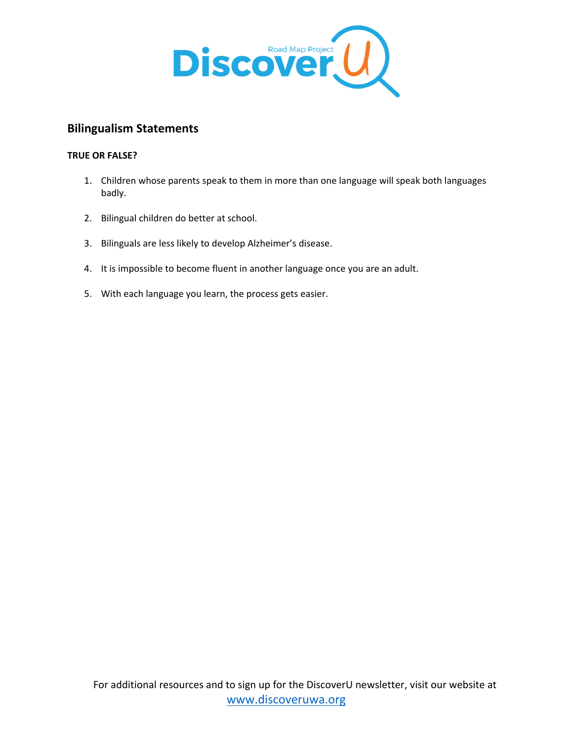## Bilingualism Statements

**TRUE OR FALSE?**

1. Children whose parents speak to them in more than one language will speak both languages badly.
2. Bilingual children do better at school.
3. Bilinguals are less likely to develop Alzheimer's disease.
4. It is impossible to become fluent in another language once you are an adult.
5. With each language you learn, the process gets easier.

For additional resources and to sign up for the DiscoverU newsletter, visit our website at www.discoveruwa.org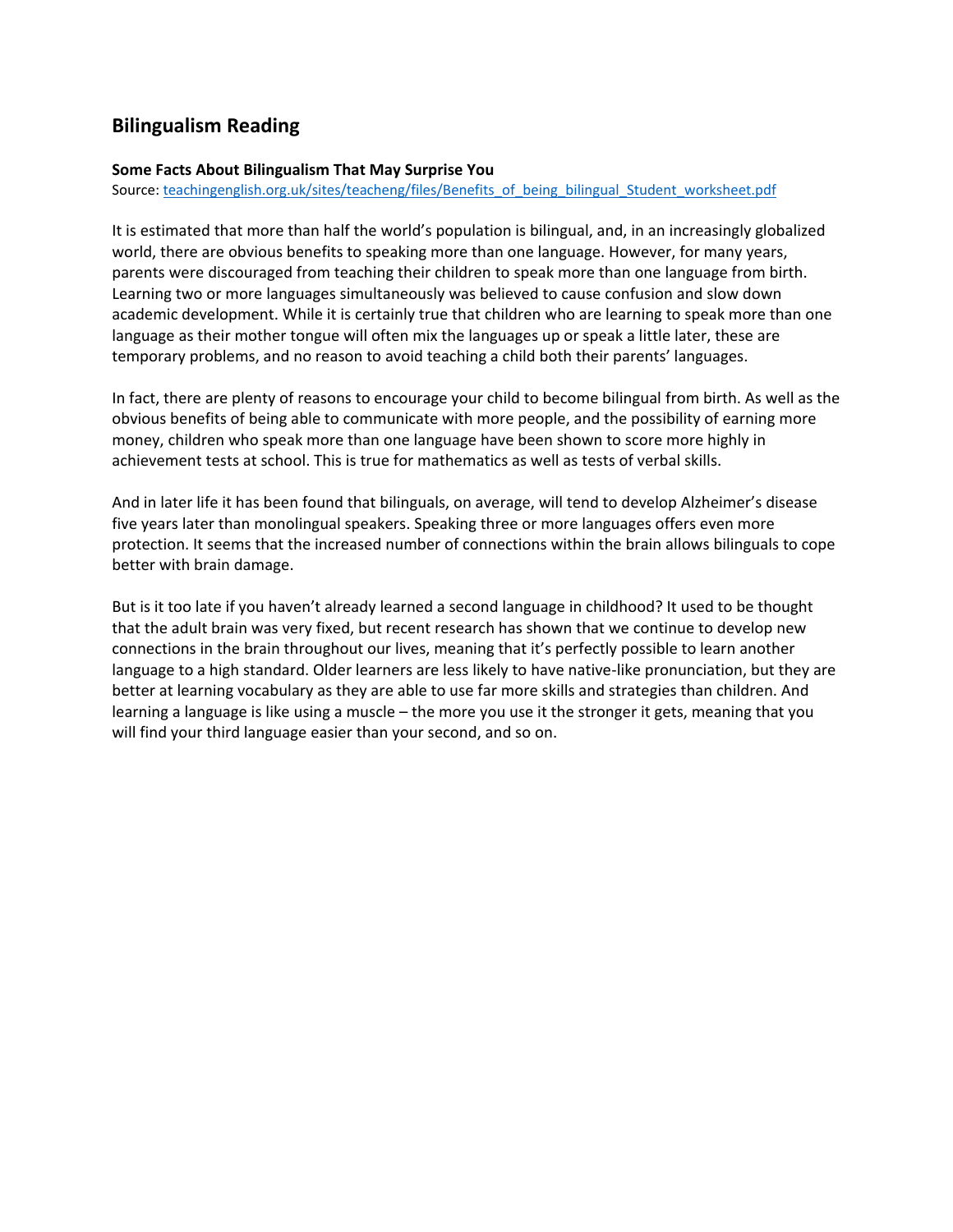## Bilingualism Reading

**Some Facts About Bilingualism That May Surprise You**

Source: [teachingenglish.org.uk/sites/teacheng/files/Benefits_of_being_bilingual_Student_worksheet.pdf](teachingenglish.org.uk/sites/teacheng/files/Benefits_of_being_bilingual_Student_worksheet.pdf)

It is estimated that more than half the world's population is bilingual, and, in an increasingly globalized world, there are obvious benefits to speaking more than one language. However, for many years, parents were discouraged from teaching their children to speak more than one language from birth. Learning two or more languages simultaneously was believed to cause confusion and slow down academic development. While it is certainly true that children who are learning to speak more than one language as their mother tongue will often mix the languages up or speak a little later, these are temporary problems, and no reason to avoid teaching a child both their parents' languages.

In fact, there are plenty of reasons to encourage your child to become bilingual from birth. As well as the obvious benefits of being able to communicate with more people, and the possibility of earning more money, children who speak more than one language have been shown to score more highly in achievement tests at school. This is true for mathematics as well as tests of verbal skills.

And in later life it has been found that bilinguals, on average, will tend to develop Alzheimer's disease five years later than monolingual speakers. Speaking three or more languages offers even more protection. It seems that the increased number of connections within the brain allows bilinguals to cope better with brain damage.

But is it too late if you haven't already learned a second language in childhood? It used to be thought that the adult brain was very fixed, but recent research has shown that we continue to develop new connections in the brain throughout our lives, meaning that it's perfectly possible to learn another language to a high standard. Older learners are less likely to have native-like pronunciation, but they are better at learning vocabulary as they are able to use far more skills and strategies than children. And learning a language is like using a muscle – the more you use it the stronger it gets, meaning that you will find your third language easier than your second, and so on.